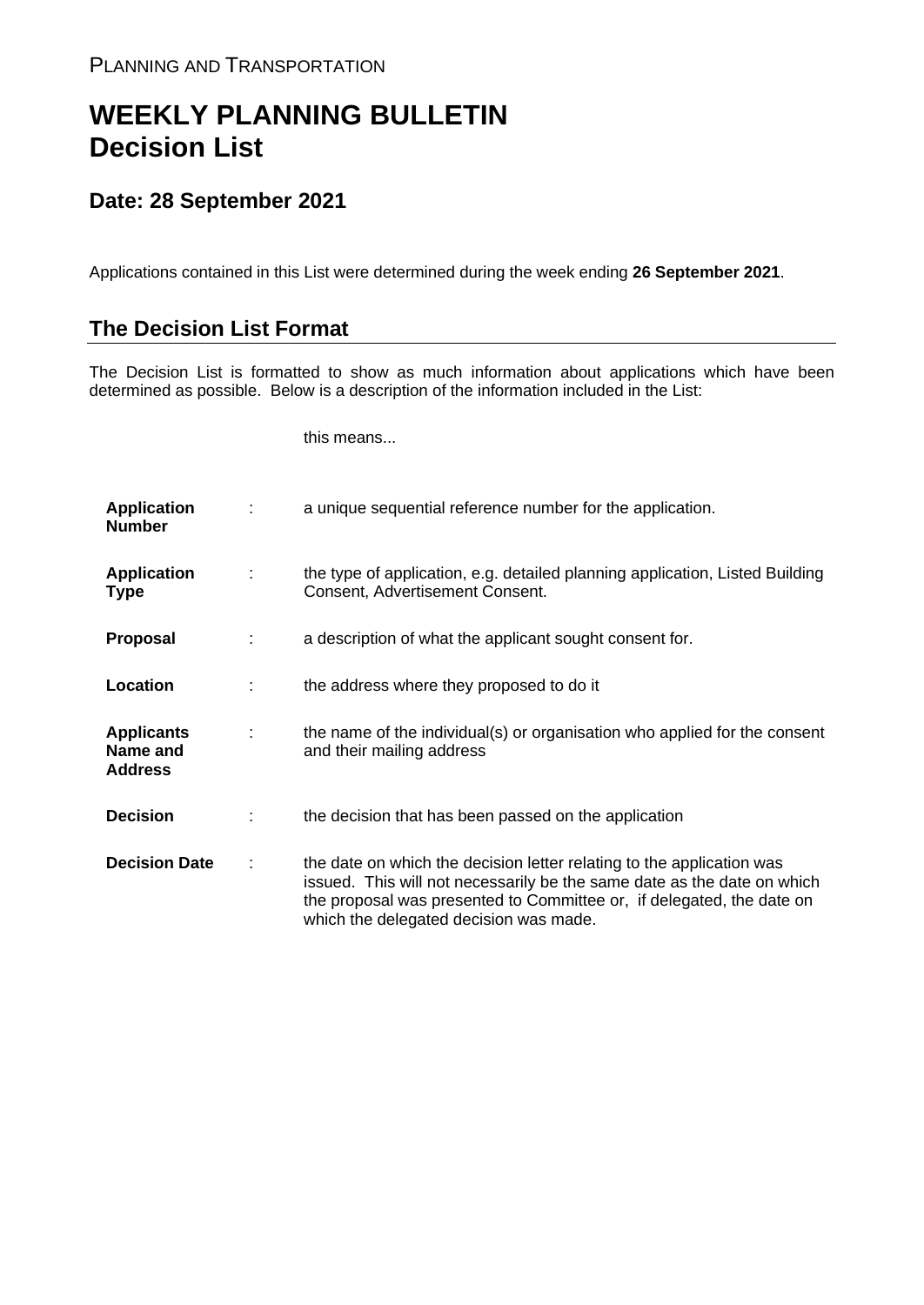PLANNING AND TRANSPORTATION

# WEEKLY PLANNING BULLETIN
# Decision List

## Date: 28 September 2021

Applications contained in this List were determined during the week ending **26 September 2021**.

## The Decision List Format

The Decision List is formatted to show as much information about applications which have been determined as possible. Below is a description of the information included in the List:

| | | this means... |
|---|---|---|
| **Application Number** | : | a unique sequential reference number for the application. |
| **Application Type** | : | the type of application, e.g. detailed planning application, Listed Building Consent, Advertisement Consent. |
| **Proposal** | : | a description of what the applicant sought consent for. |
| **Location** | : | the address where they proposed to do it |
| **Applicants Name and Address** | : | the name of the individual(s) or organisation who applied for the consent and their mailing address |
| **Decision** | : | the decision that has been passed on the application |
| **Decision Date** | : | the date on which the decision letter relating to the application was issued. This will not necessarily be the same date as the date on which the proposal was presented to Committee or, if delegated, the date on which the delegated decision was made. |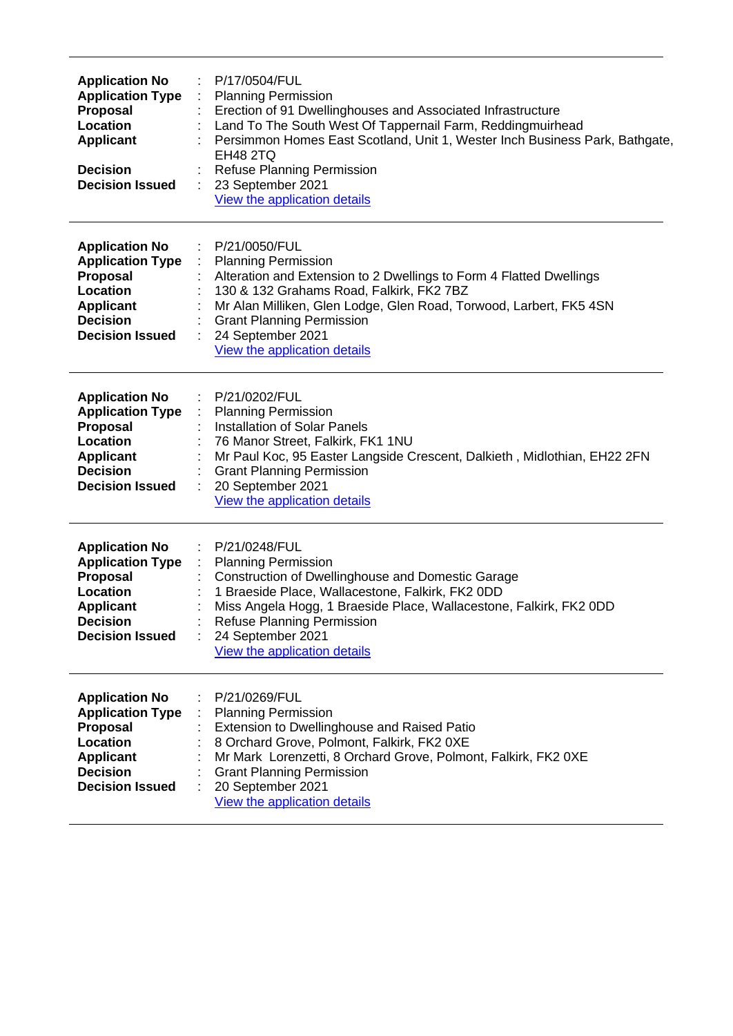| | | |
|---|---|---|
| **Application No** | : | P/17/0504/FUL |
| **Application Type** | : | Planning Permission |
| **Proposal** | : | Erection of 91 Dwellinghouses and Associated Infrastructure |
| **Location** | : | Land To The South West Of Tappernail Farm, Reddingmuirhead |
| **Applicant** | : | Persimmon Homes East Scotland, Unit 1, Wester Inch Business Park, Bathgate, EH48 2TQ |
| **Decision** | : | Refuse Planning Permission |
| **Decision Issued** | : | 23 September 2021 |
| | | View the application details |

---

| | | |
|---|---|---|
| **Application No** | : | P/21/0050/FUL |
| **Application Type** | : | Planning Permission |
| **Proposal** | : | Alteration and Extension to 2 Dwellings to Form 4 Flatted Dwellings |
| **Location** | : | 130 & 132 Grahams Road, Falkirk, FK2 7BZ |
| **Applicant** | : | Mr Alan Milliken, Glen Lodge, Glen Road, Torwood, Larbert, FK5 4SN |
| **Decision** | : | Grant Planning Permission |
| **Decision Issued** | : | 24 September 2021 |
| | | View the application details |

---

| | | |
|---|---|---|
| **Application No** | : | P/21/0202/FUL |
| **Application Type** | : | Planning Permission |
| **Proposal** | : | Installation of Solar Panels |
| **Location** | : | 76 Manor Street, Falkirk, FK1 1NU |
| **Applicant** | : | Mr Paul Koc, 95 Easter Langside Crescent, Dalkieth , Midlothian, EH22 2FN |
| **Decision** | : | Grant Planning Permission |
| **Decision Issued** | : | 20 September 2021 |
| | | View the application details |

---

| | | |
|---|---|---|
| **Application No** | : | P/21/0248/FUL |
| **Application Type** | : | Planning Permission |
| **Proposal** | : | Construction of Dwellinghouse and Domestic Garage |
| **Location** | : | 1 Braeside Place, Wallacestone, Falkirk, FK2 0DD |
| **Applicant** | : | Miss Angela Hogg, 1 Braeside Place, Wallacestone, Falkirk, FK2 0DD |
| **Decision** | : | Refuse Planning Permission |
| **Decision Issued** | : | 24 September 2021 |
| | | View the application details |

---

| | | |
|---|---|---|
| **Application No** | : | P/21/0269/FUL |
| **Application Type** | : | Planning Permission |
| **Proposal** | : | Extension to Dwellinghouse and Raised Patio |
| **Location** | : | 8 Orchard Grove, Polmont, Falkirk, FK2 0XE |
| **Applicant** | : | Mr Mark Lorenzetti, 8 Orchard Grove, Polmont, Falkirk, FK2 0XE |
| **Decision** | : | Grant Planning Permission |
| **Decision Issued** | : | 20 September 2021 |
| | | View the application details |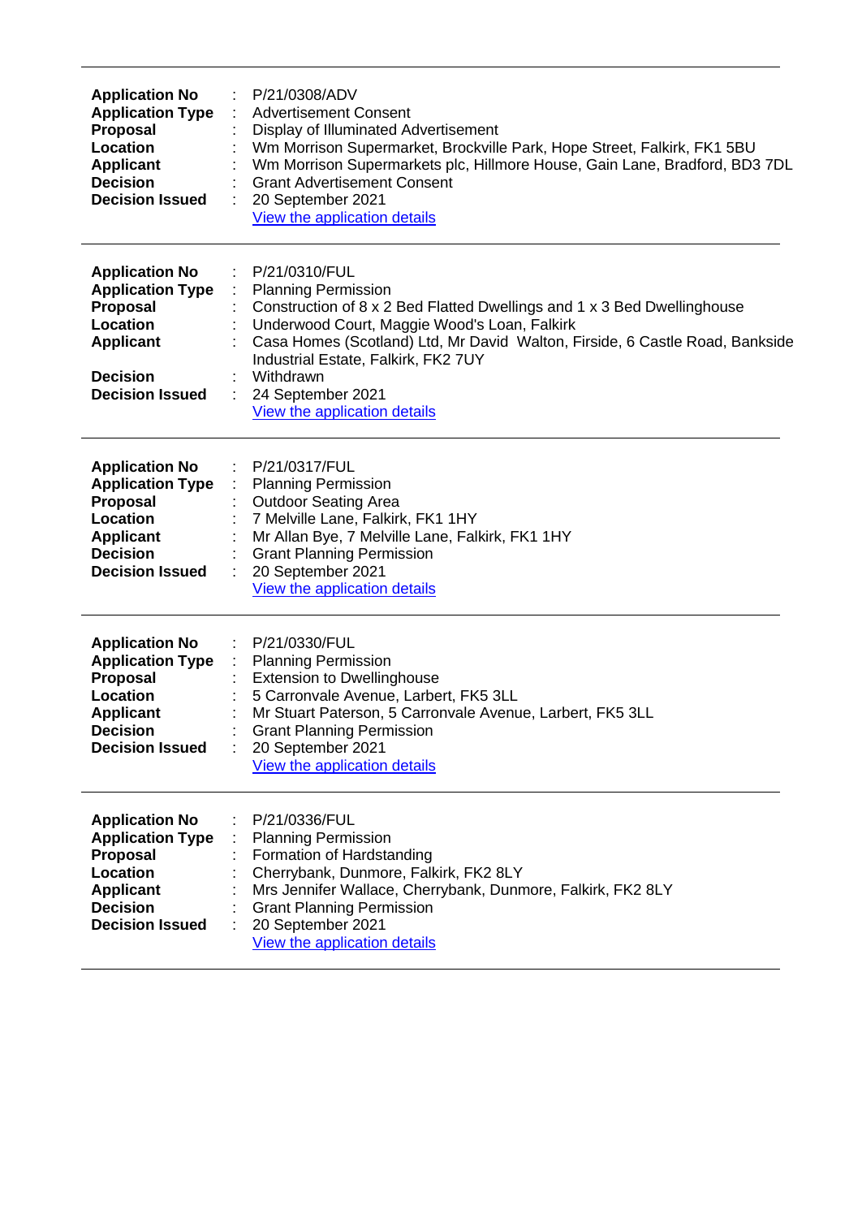---

**Application No** : P/21/0308/ADV
**Application Type** : Advertisement Consent
**Proposal** : Display of Illuminated Advertisement
**Location** : Wm Morrison Supermarket, Brockville Park, Hope Street, Falkirk, FK1 5BU
**Applicant** : Wm Morrison Supermarkets plc, Hillmore House, Gain Lane, Bradford, BD3 7DL
**Decision** : Grant Advertisement Consent
**Decision Issued** : 20 September 2021
View the application details

---

**Application No** : P/21/0310/FUL
**Application Type** : Planning Permission
**Proposal** : Construction of 8 x 2 Bed Flatted Dwellings and 1 x 3 Bed Dwellinghouse
**Location** : Underwood Court, Maggie Wood's Loan, Falkirk
**Applicant** : Casa Homes (Scotland) Ltd, Mr David Walton, Firside, 6 Castle Road, Bankside Industrial Estate, Falkirk, FK2 7UY
**Decision** : Withdrawn
**Decision Issued** : 24 September 2021
View the application details

---

**Application No** : P/21/0317/FUL
**Application Type** : Planning Permission
**Proposal** : Outdoor Seating Area
**Location** : 7 Melville Lane, Falkirk, FK1 1HY
**Applicant** : Mr Allan Bye, 7 Melville Lane, Falkirk, FK1 1HY
**Decision** : Grant Planning Permission
**Decision Issued** : 20 September 2021
View the application details

---

**Application No** : P/21/0330/FUL
**Application Type** : Planning Permission
**Proposal** : Extension to Dwellinghouse
**Location** : 5 Carronvale Avenue, Larbert, FK5 3LL
**Applicant** : Mr Stuart Paterson, 5 Carronvale Avenue, Larbert, FK5 3LL
**Decision** : Grant Planning Permission
**Decision Issued** : 20 September 2021
View the application details

---

**Application No** : P/21/0336/FUL
**Application Type** : Planning Permission
**Proposal** : Formation of Hardstanding
**Location** : Cherrybank, Dunmore, Falkirk, FK2 8LY
**Applicant** : Mrs Jennifer Wallace, Cherrybank, Dunmore, Falkirk, FK2 8LY
**Decision** : Grant Planning Permission
**Decision Issued** : 20 September 2021
View the application details

---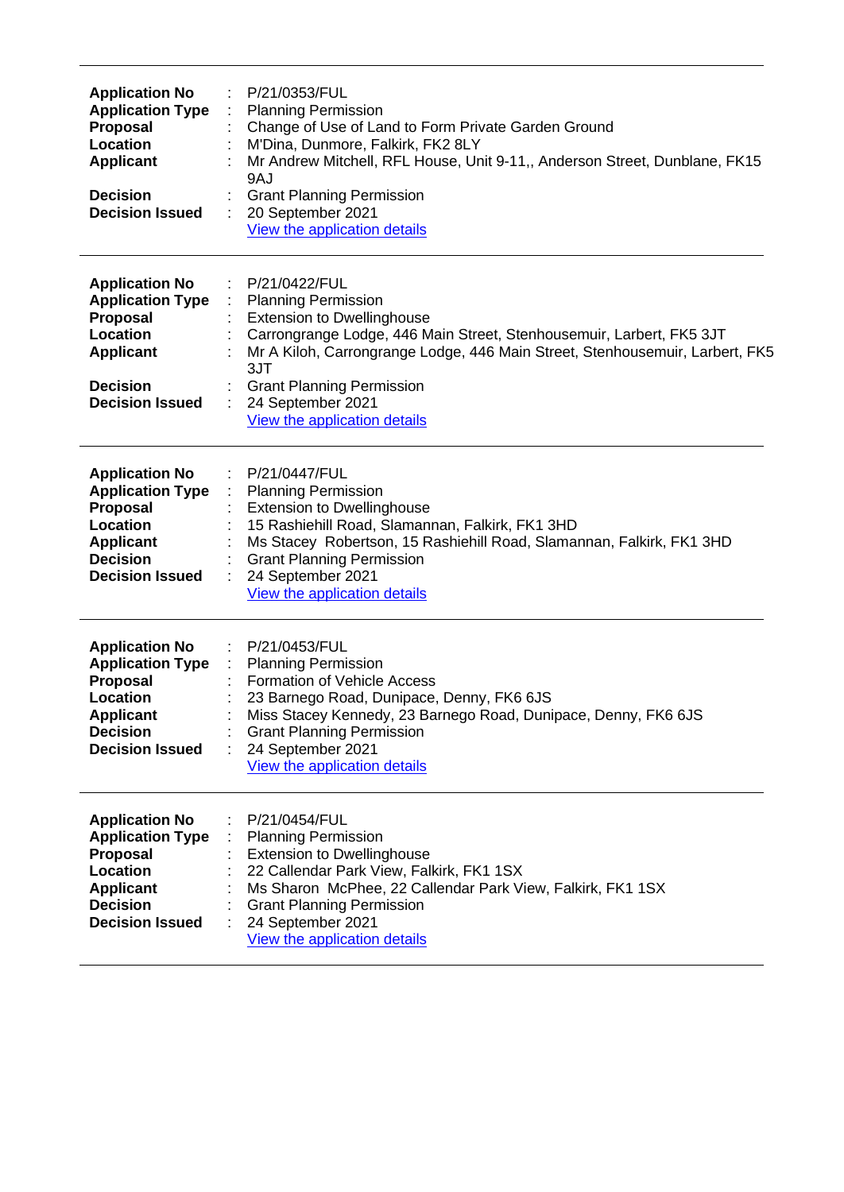---

**Application No** : P/21/0353/FUL
**Application Type** : Planning Permission
**Proposal** : Change of Use of Land to Form Private Garden Ground
**Location** : M'Dina, Dunmore, Falkirk, FK2 8LY
**Applicant** : Mr Andrew Mitchell, RFL House, Unit 9-11,, Anderson Street, Dunblane, FK15 9AJ
**Decision** : Grant Planning Permission
**Decision Issued** : 20 September 2021
View the application details

---

**Application No** : P/21/0422/FUL
**Application Type** : Planning Permission
**Proposal** : Extension to Dwellinghouse
**Location** : Carrongrange Lodge, 446 Main Street, Stenhousemuir, Larbert, FK5 3JT
**Applicant** : Mr A Kiloh, Carrongrange Lodge, 446 Main Street, Stenhousemuir, Larbert, FK5 3JT
**Decision** : Grant Planning Permission
**Decision Issued** : 24 September 2021
View the application details

---

**Application No** : P/21/0447/FUL
**Application Type** : Planning Permission
**Proposal** : Extension to Dwellinghouse
**Location** : 15 Rashiehill Road, Slamannan, Falkirk, FK1 3HD
**Applicant** : Ms Stacey Robertson, 15 Rashiehill Road, Slamannan, Falkirk, FK1 3HD
**Decision** : Grant Planning Permission
**Decision Issued** : 24 September 2021
View the application details

---

**Application No** : P/21/0453/FUL
**Application Type** : Planning Permission
**Proposal** : Formation of Vehicle Access
**Location** : 23 Barnego Road, Dunipace, Denny, FK6 6JS
**Applicant** : Miss Stacey Kennedy, 23 Barnego Road, Dunipace, Denny, FK6 6JS
**Decision** : Grant Planning Permission
**Decision Issued** : 24 September 2021
View the application details

---

**Application No** : P/21/0454/FUL
**Application Type** : Planning Permission
**Proposal** : Extension to Dwellinghouse
**Location** : 22 Callendar Park View, Falkirk, FK1 1SX
**Applicant** : Ms Sharon McPhee, 22 Callendar Park View, Falkirk, FK1 1SX
**Decision** : Grant Planning Permission
**Decision Issued** : 24 September 2021
View the application details

---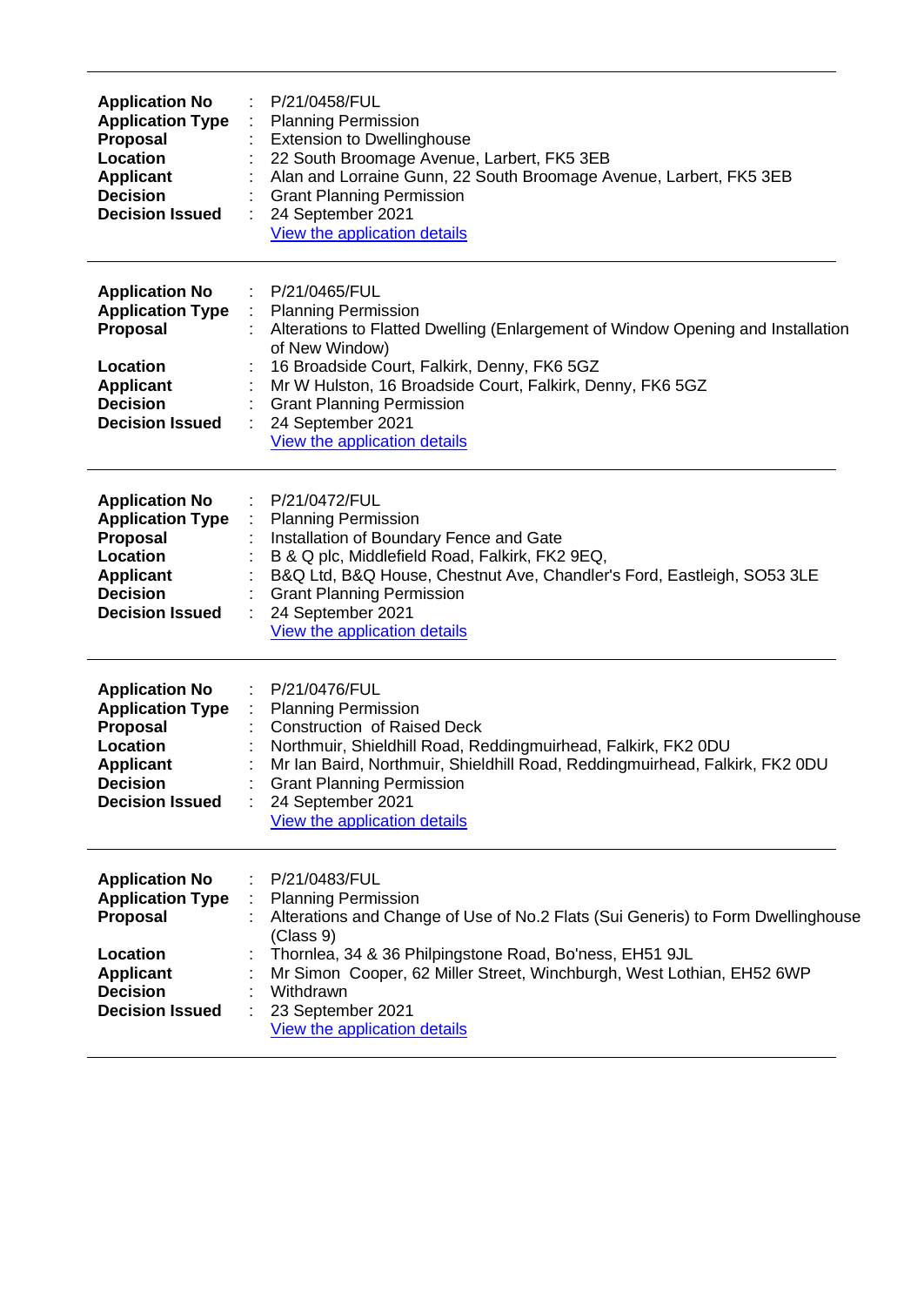---

| | | |
|---|---|---|
| **Application No** | : | P/21/0458/FUL |
| **Application Type** | : | Planning Permission |
| **Proposal** | : | Extension to Dwellinghouse |
| **Location** | : | 22 South Broomage Avenue, Larbert, FK5 3EB |
| **Applicant** | : | Alan and Lorraine Gunn, 22 South Broomage Avenue, Larbert, FK5 3EB |
| **Decision** | : | Grant Planning Permission |
| **Decision Issued** | : | 24 September 2021 |
| | | View the application details |

---

| | | |
|---|---|---|
| **Application No** | : | P/21/0465/FUL |
| **Application Type** | : | Planning Permission |
| **Proposal** | : | Alterations to Flatted Dwelling (Enlargement of Window Opening and Installation of New Window) |
| **Location** | : | 16 Broadside Court, Falkirk, Denny, FK6 5GZ |
| **Applicant** | : | Mr W Hulston, 16 Broadside Court, Falkirk, Denny, FK6 5GZ |
| **Decision** | : | Grant Planning Permission |
| **Decision Issued** | : | 24 September 2021 |
| | | View the application details |

---

| | | |
|---|---|---|
| **Application No** | : | P/21/0472/FUL |
| **Application Type** | : | Planning Permission |
| **Proposal** | : | Installation of Boundary Fence and Gate |
| **Location** | : | B & Q plc, Middlefield Road, Falkirk, FK2 9EQ, |
| **Applicant** | : | B&Q Ltd, B&Q House, Chestnut Ave, Chandler's Ford, Eastleigh, SO53 3LE |
| **Decision** | : | Grant Planning Permission |
| **Decision Issued** | : | 24 September 2021 |
| | | View the application details |

---

| | | |
|---|---|---|
| **Application No** | : | P/21/0476/FUL |
| **Application Type** | : | Planning Permission |
| **Proposal** | : | Construction of Raised Deck |
| **Location** | : | Northmuir, Shieldhill Road, Reddingmuirhead, Falkirk, FK2 0DU |
| **Applicant** | : | Mr Ian Baird, Northmuir, Shieldhill Road, Reddingmuirhead, Falkirk, FK2 0DU |
| **Decision** | : | Grant Planning Permission |
| **Decision Issued** | : | 24 September 2021 |
| | | View the application details |

---

| | | |
|---|---|---|
| **Application No** | : | P/21/0483/FUL |
| **Application Type** | : | Planning Permission |
| **Proposal** | : | Alterations and Change of Use of No.2 Flats (Sui Generis) to Form Dwellinghouse (Class 9) |
| **Location** | : | Thornlea, 34 & 36 Philpingstone Road, Bo'ness, EH51 9JL |
| **Applicant** | : | Mr Simon Cooper, 62 Miller Street, Winchburgh, West Lothian, EH52 6WP |
| **Decision** | : | Withdrawn |
| **Decision Issued** | : | 23 September 2021 |
| | | View the application details |

---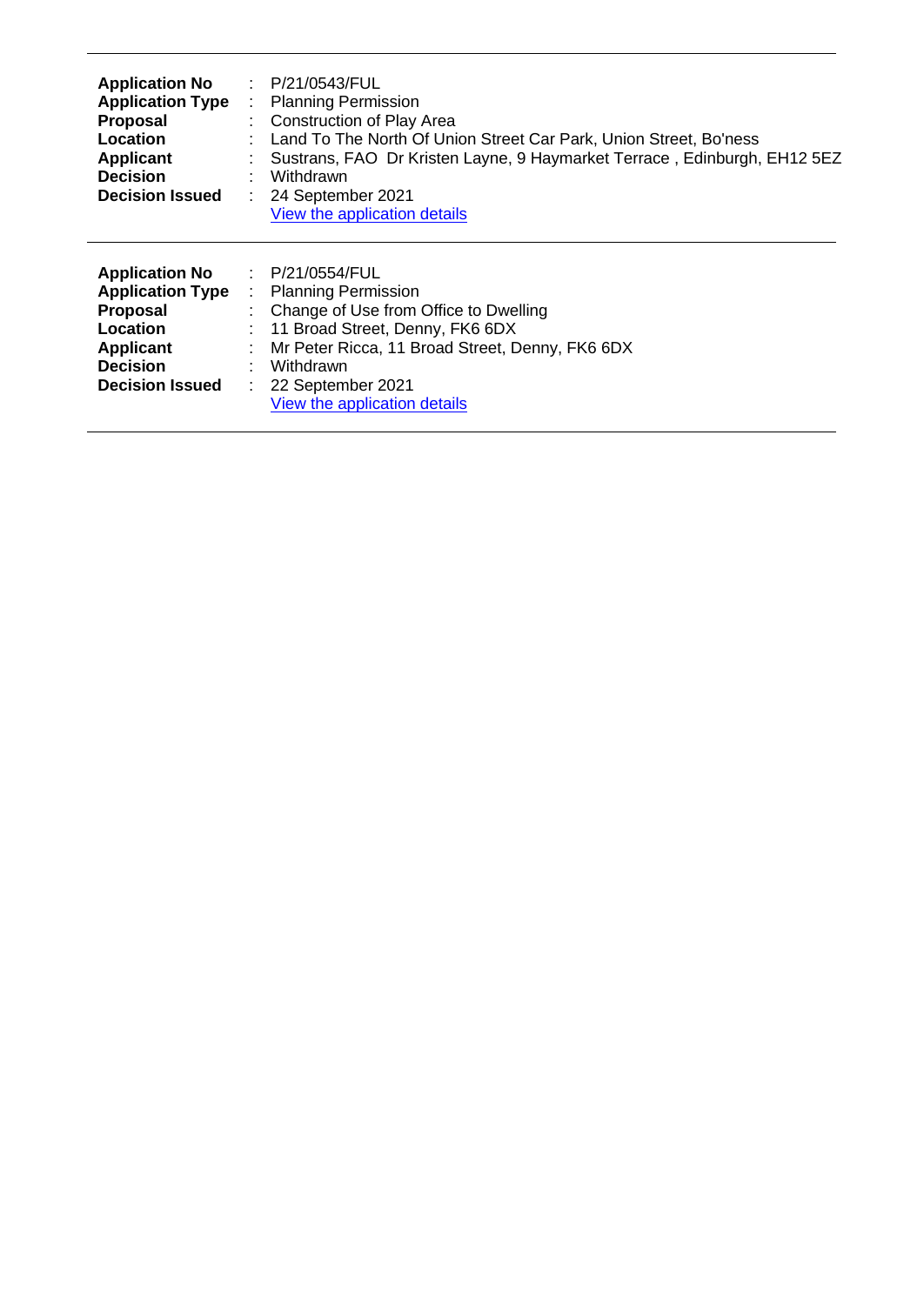| | | |
|---|---|---|
| **Application No** | : | P/21/0543/FUL |
| **Application Type** | : | Planning Permission |
| **Proposal** | : | Construction of Play Area |
| **Location** | : | Land To The North Of Union Street Car Park, Union Street, Bo'ness |
| **Applicant** | : | Sustrans, FAO Dr Kristen Layne, 9 Haymarket Terrace , Edinburgh, EH12 5EZ |
| **Decision** | : | Withdrawn |
| **Decision Issued** | : | 24 September 2021<br>View the application details |

---

| | | |
|---|---|---|
| **Application No** | : | P/21/0554/FUL |
| **Application Type** | : | Planning Permission |
| **Proposal** | : | Change of Use from Office to Dwelling |
| **Location** | : | 11 Broad Street, Denny, FK6 6DX |
| **Applicant** | : | Mr Peter Ricca, 11 Broad Street, Denny, FK6 6DX |
| **Decision** | : | Withdrawn |
| **Decision Issued** | : | 22 September 2021<br>View the application details |